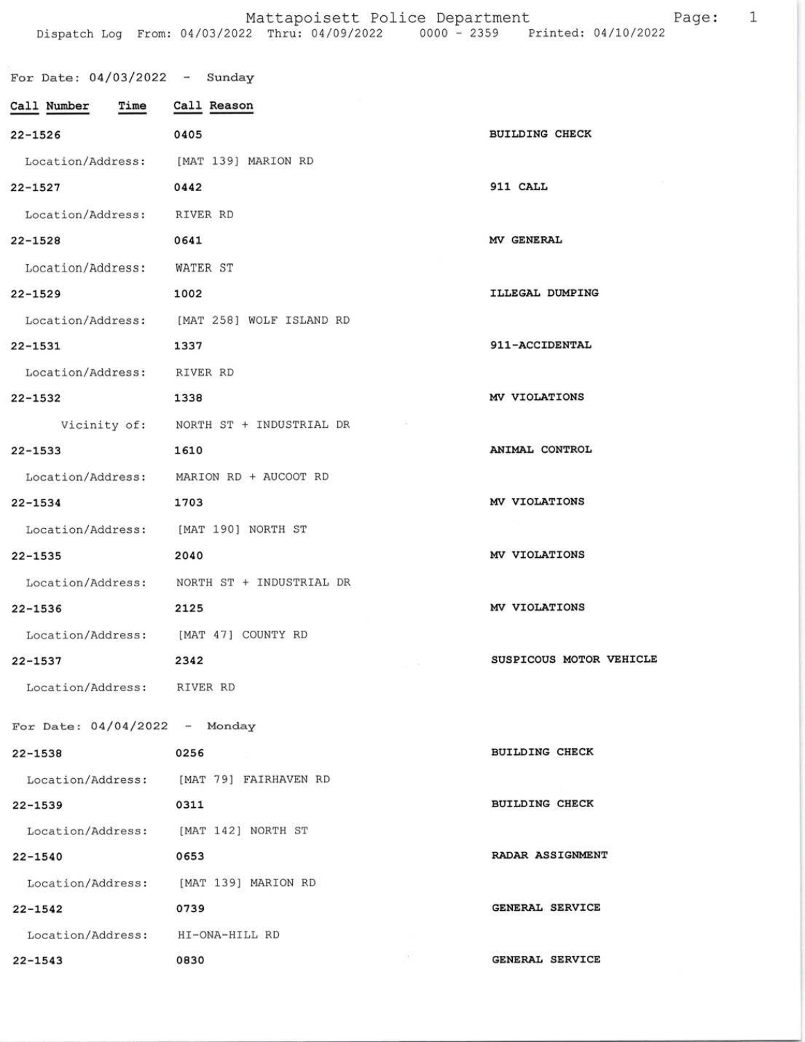# Mattapoisett Police Department

Dispatch Log From: 04/03/2022 Thru: 04/09/2022 0000 - 2359 Printed: 04/10/2022

## For Date: 04/03/2022 - Sunday

| Call Number | Time | Call Reason |
|---|---|---|
| 22-1526 | 0405 | BUILDING CHECK |
| Location/Address: | [MAT 139] MARION RD | |
| 22-1527 | 0442 | 911 CALL |
| Location/Address: | RIVER RD | |
| 22-1528 | 0641 | MV GENERAL |
| Location/Address: | WATER ST | |
| 22-1529 | 1002 | ILLEGAL DUMPING |
| Location/Address: | [MAT 258] WOLF ISLAND RD | |
| 22-1531 | 1337 | 911-ACCIDENTAL |
| Location/Address: | RIVER RD | |
| 22-1532 | 1338 | MV VIOLATIONS |
| Vicinity of: | NORTH ST + INDUSTRIAL DR | |
| 22-1533 | 1610 | ANIMAL CONTROL |
| Location/Address: | MARION RD + AUCOOT RD | |
| 22-1534 | 1703 | MV VIOLATIONS |
| Location/Address: | [MAT 190] NORTH ST | |
| 22-1535 | 2040 | MV VIOLATIONS |
| Location/Address: | NORTH ST + INDUSTRIAL DR | |
| 22-1536 | 2125 | MV VIOLATIONS |
| Location/Address: | [MAT 47] COUNTY RD | |
| 22-1537 | 2342 | SUSPICOUS MOTOR VEHICLE |
| Location/Address: | RIVER RD | |

## For Date: 04/04/2022 - Monday

| Call Number | Time | Call Reason |
|---|---|---|
| 22-1538 | 0256 | BUILDING CHECK |
| Location/Address: | [MAT 79] FAIRHAVEN RD | |
| 22-1539 | 0311 | BUILDING CHECK |
| Location/Address: | [MAT 142] NORTH ST | |
| 22-1540 | 0653 | RADAR ASSIGNMENT |
| Location/Address: | [MAT 139] MARION RD | |
| 22-1542 | 0739 | GENERAL SERVICE |
| Location/Address: | HI-ONA-HILL RD | |
| 22-1543 | 0830 | GENERAL SERVICE |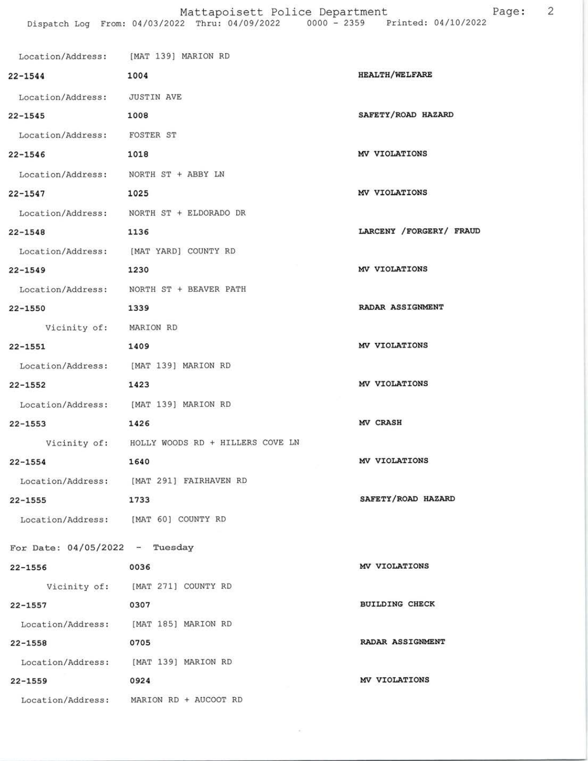Location/Address: [MAT 139] MARION RD

**22-1544** **1004** **HEALTH/WELFARE**

Location/Address: JUSTIN AVE

**22-1545** **1008** **SAFETY/ROAD HAZARD**

Location/Address: FOSTER ST

**22-1546** **1018** **MV VIOLATIONS**

Location/Address: NORTH ST + ABBY LN

**22-1547** **1025** **MV VIOLATIONS**

Location/Address: NORTH ST + ELDORADO DR

**22-1548** **1136** **LARCENY /FORGERY/ FRAUD**

Location/Address: [MAT YARD] COUNTY RD

**22-1549** **1230** **MV VIOLATIONS**

Location/Address: NORTH ST + BEAVER PATH

**22-1550** **1339** **RADAR ASSIGNMENT**

Vicinity of: MARION RD

**22-1551** **1409** **MV VIOLATIONS**

Location/Address: [MAT 139] MARION RD

**22-1552** **1423** **MV VIOLATIONS**

Location/Address: [MAT 139] MARION RD

**22-1553** **1426** **MV CRASH**

Vicinity of: HOLLY WOODS RD + HILLERS COVE LN

**22-1554** **1640** **MV VIOLATIONS**

Location/Address: [MAT 291] FAIRHAVEN RD

**22-1555** **1733** **SAFETY/ROAD HAZARD**

Location/Address: [MAT 60] COUNTY RD

For Date: 04/05/2022 - Tuesday

**22-1556** **0036** **MV VIOLATIONS**

Vicinity of: [MAT 271] COUNTY RD

**22-1557** **0307** **BUILDING CHECK**

Location/Address: [MAT 185] MARION RD

**22-1558** **0705** **RADAR ASSIGNMENT**

Location/Address: [MAT 139] MARION RD

**22-1559** **0924** **MV VIOLATIONS**

Location/Address: MARION RD + AUCOOT RD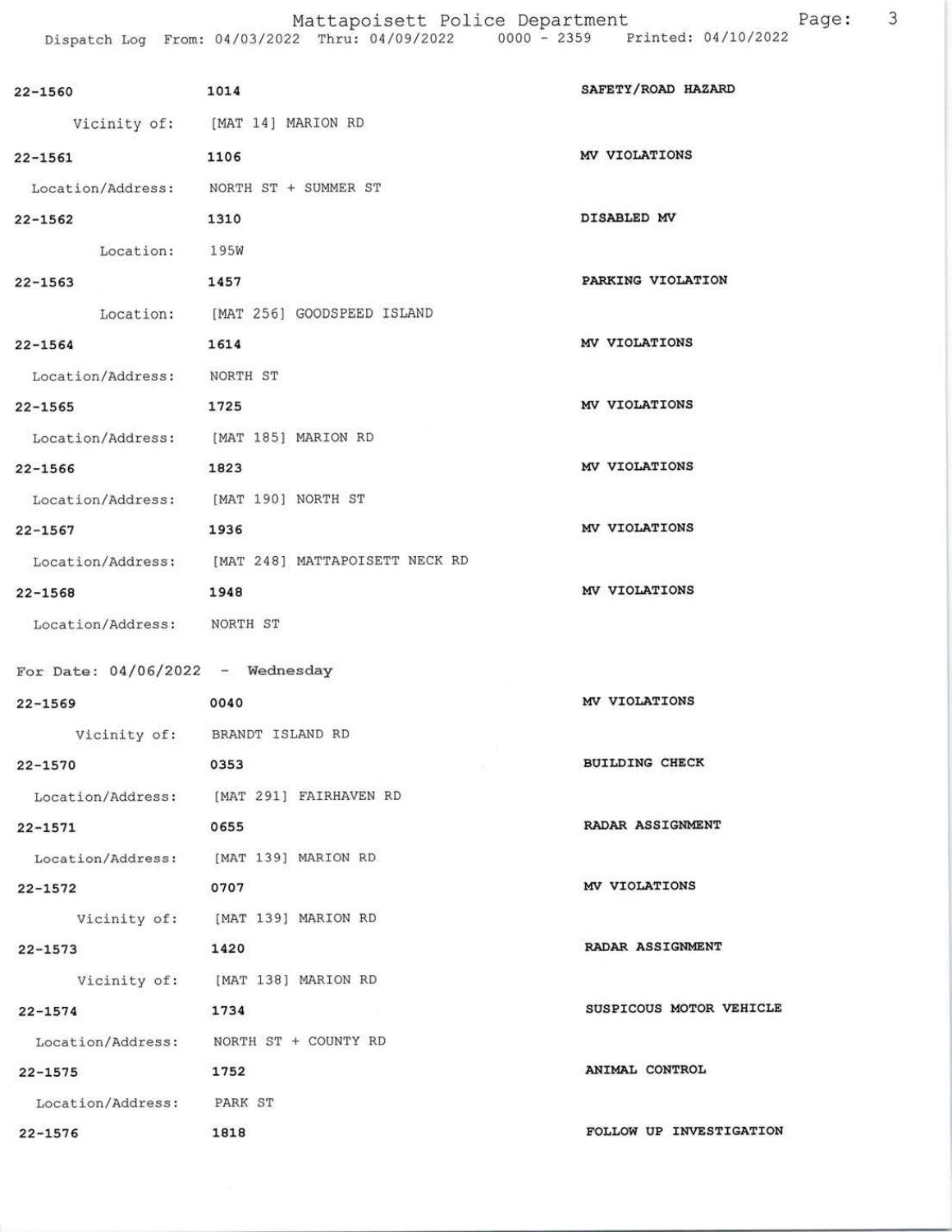22-1560 1014 SAFETY/ROAD HAZARD

Vicinity of: [MAT 14] MARION RD

22-1561 1106 MV VIOLATIONS

Location/Address: NORTH ST + SUMMER ST

22-1562 1310 DISABLED MV

Location: 195W

22-1563 1457 PARKING VIOLATION

Location: [MAT 256] GOODSPEED ISLAND

22-1564 1614 MV VIOLATIONS

Location/Address: NORTH ST

22-1565 1725 MV VIOLATIONS

Location/Address: [MAT 185] MARION RD

22-1566 1823 MV VIOLATIONS

Location/Address: [MAT 190] NORTH ST

22-1567 1936 MV VIOLATIONS

Location/Address: [MAT 248] MATTAPOISETT NECK RD

22-1568 1948 MV VIOLATIONS

Location/Address: NORTH ST

For Date: 04/06/2022 - Wednesday

22-1569 0040 MV VIOLATIONS

Vicinity of: BRANDT ISLAND RD

22-1570 0353 BUILDING CHECK

Location/Address: [MAT 291] FAIRHAVEN RD

22-1571 0655 RADAR ASSIGNMENT

Location/Address: [MAT 139] MARION RD

22-1572 0707 MV VIOLATIONS

Vicinity of: [MAT 139] MARION RD

22-1573 1420 RADAR ASSIGNMENT

Vicinity of: [MAT 138] MARION RD

22-1574 1734 SUSPICOUS MOTOR VEHICLE

Location/Address: NORTH ST + COUNTY RD

22-1575 1752 ANIMAL CONTROL

Location/Address: PARK ST

22-1576 1818 FOLLOW UP INVESTIGATION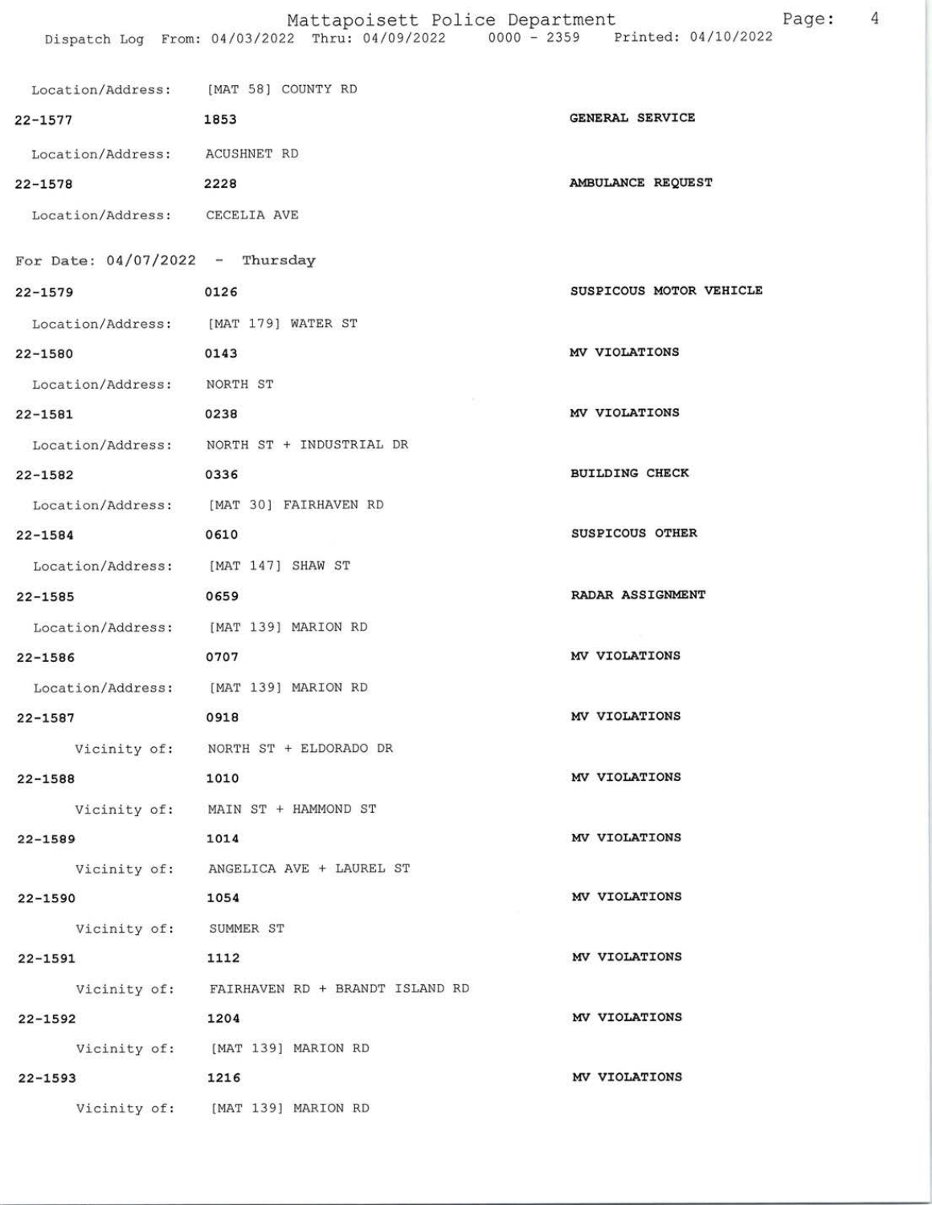Location/Address: [MAT 58] COUNTY RD

| | | |
|---|---|---|
| 22-1577 | 1853 | GENERAL SERVICE |
| Location/Address: | ACUSHNET RD | |
| 22-1578 | 2228 | AMBULANCE REQUEST |
| Location/Address: | CECELIA AVE | |

For Date: 04/07/2022 - Thursday

| | | |
|---|---|---|
| 22-1579 | 0126 | SUSPICOUS MOTOR VEHICLE |
| Location/Address: | [MAT 179] WATER ST | |
| 22-1580 | 0143 | MV VIOLATIONS |
| Location/Address: | NORTH ST | |
| 22-1581 | 0238 | MV VIOLATIONS |
| Location/Address: | NORTH ST + INDUSTRIAL DR | |
| 22-1582 | 0336 | BUILDING CHECK |
| Location/Address: | [MAT 30] FAIRHAVEN RD | |
| 22-1584 | 0610 | SUSPICOUS OTHER |
| Location/Address: | [MAT 147] SHAW ST | |
| 22-1585 | 0659 | RADAR ASSIGNMENT |
| Location/Address: | [MAT 139] MARION RD | |
| 22-1586 | 0707 | MV VIOLATIONS |
| Location/Address: | [MAT 139] MARION RD | |
| 22-1587 | 0918 | MV VIOLATIONS |
| Vicinity of: | NORTH ST + ELDORADO DR | |
| 22-1588 | 1010 | MV VIOLATIONS |
| Vicinity of: | MAIN ST + HAMMOND ST | |
| 22-1589 | 1014 | MV VIOLATIONS |
| Vicinity of: | ANGELICA AVE + LAUREL ST | |
| 22-1590 | 1054 | MV VIOLATIONS |
| Vicinity of: | SUMMER ST | |
| 22-1591 | 1112 | MV VIOLATIONS |
| Vicinity of: | FAIRHAVEN RD + BRANDT ISLAND RD | |
| 22-1592 | 1204 | MV VIOLATIONS |
| Vicinity of: | [MAT 139] MARION RD | |
| 22-1593 | 1216 | MV VIOLATIONS |
| Vicinity of: | [MAT 139] MARION RD | |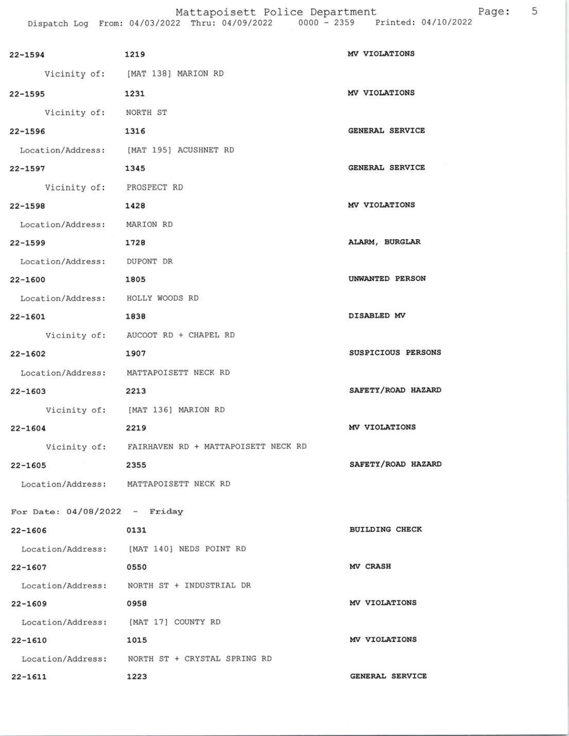| Call Number | Time | Call Reason |
|---|---|---|
| 22-1594 | 1219 | MV VIOLATIONS |
| Vicinity of: | [MAT 138] MARION RD | |
| 22-1595 | 1231 | MV VIOLATIONS |
| Vicinity of: | NORTH ST | |
| 22-1596 | 1316 | GENERAL SERVICE |
| Location/Address: | [MAT 195] ACUSHNET RD | |
| 22-1597 | 1345 | GENERAL SERVICE |
| Vicinity of: | PROSPECT RD | |
| 22-1598 | 1428 | MV VIOLATIONS |
| Location/Address: | MARION RD | |
| 22-1599 | 1728 | ALARM, BURGLAR |
| Location/Address: | DUPONT DR | |
| 22-1600 | 1805 | UNWANTED PERSON |
| Location/Address: | HOLLY WOODS RD | |
| 22-1601 | 1838 | DISABLED MV |
| Vicinity of: | AUCOOT RD + CHAPEL RD | |
| 22-1602 | 1907 | SUSPICIOUS PERSONS |
| Location/Address: | MATTAPOISETT NECK RD | |
| 22-1603 | 2213 | SAFETY/ROAD HAZARD |
| Vicinity of: | [MAT 136] MARION RD | |
| 22-1604 | 2219 | MV VIOLATIONS |
| Vicinity of: | FAIRHAVEN RD + MATTAPOISETT NECK RD | |
| 22-1605 | 2355 | SAFETY/ROAD HAZARD |
| Location/Address: | MATTAPOISETT NECK RD | |

For Date: 04/08/2022 - Friday

| Call Number | Time | Call Reason |
|---|---|---|
| 22-1606 | 0131 | BUILDING CHECK |
| Location/Address: | [MAT 140] NEDS POINT RD | |
| 22-1607 | 0550 | MV CRASH |
| Location/Address: | NORTH ST + INDUSTRIAL DR | |
| 22-1609 | 0958 | MV VIOLATIONS |
| Location/Address: | [MAT 17] COUNTY RD | |
| 22-1610 | 1015 | MV VIOLATIONS |
| Location/Address: | NORTH ST + CRYSTAL SPRING RD | |
| 22-1611 | 1223 | GENERAL SERVICE |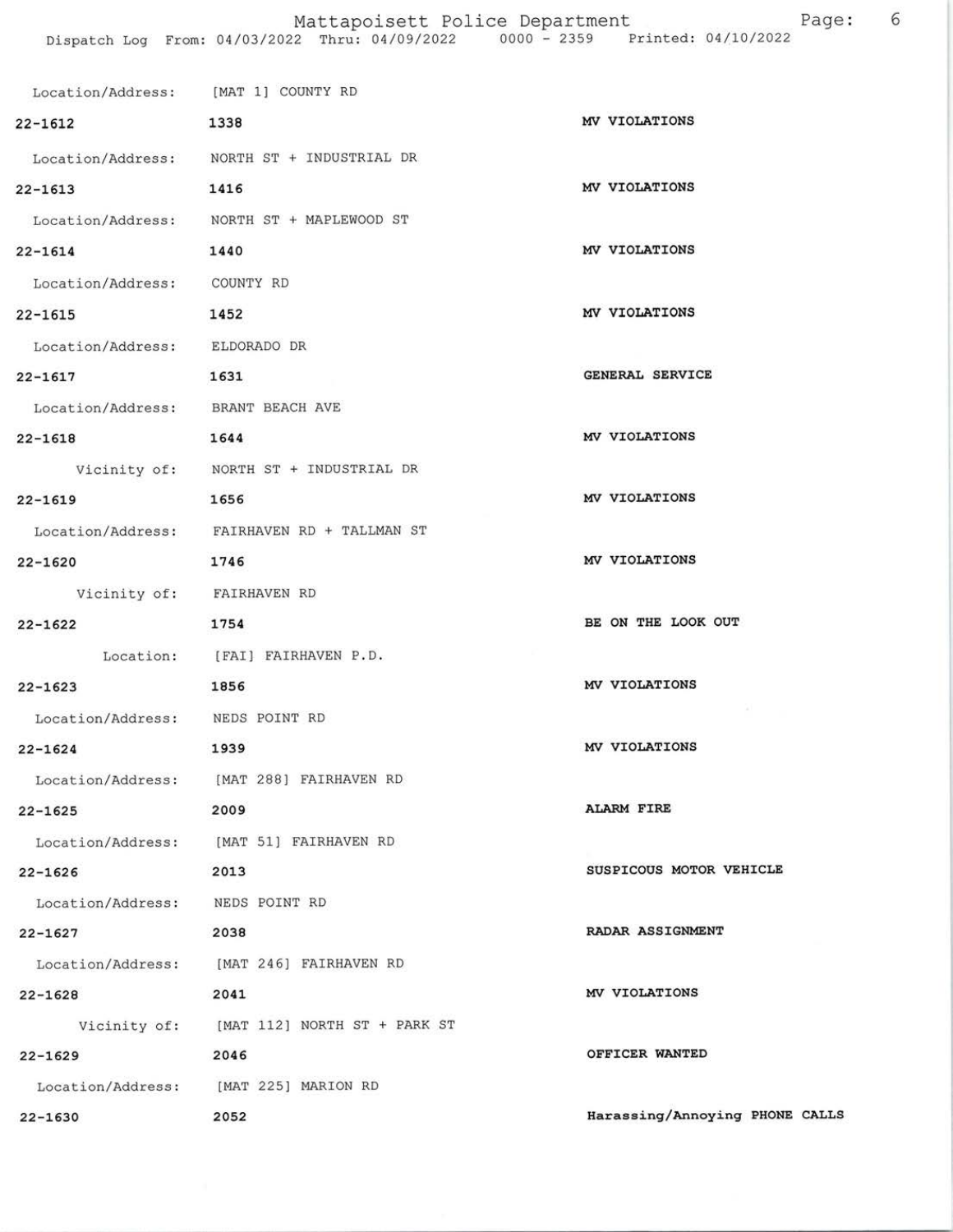Location/Address: [MAT 1] COUNTY RD

**22-1612** **1338** **MV VIOLATIONS**

Location/Address: NORTH ST + INDUSTRIAL DR

**22-1613** **1416** **MV VIOLATIONS**

Location/Address: NORTH ST + MAPLEWOOD ST

**22-1614** **1440** **MV VIOLATIONS**

Location/Address: COUNTY RD

**22-1615** **1452** **MV VIOLATIONS**

Location/Address: ELDORADO DR

**22-1617** **1631** **GENERAL SERVICE**

Location/Address: BRANT BEACH AVE

**22-1618** **1644** **MV VIOLATIONS**

Vicinity of: NORTH ST + INDUSTRIAL DR

**22-1619** **1656** **MV VIOLATIONS**

Location/Address: FAIRHAVEN RD + TALLMAN ST

**22-1620** **1746** **MV VIOLATIONS**

Vicinity of: FAIRHAVEN RD

**22-1622** **1754** **BE ON THE LOOK OUT**

Location: [FAI] FAIRHAVEN P.D.

**22-1623** **1856** **MV VIOLATIONS**

Location/Address: NEDS POINT RD

**22-1624** **1939** **MV VIOLATIONS**

Location/Address: [MAT 288] FAIRHAVEN RD

**22-1625** **2009** **ALARM FIRE**

Location/Address: [MAT 51] FAIRHAVEN RD

**22-1626** **2013** **SUSPICOUS MOTOR VEHICLE**

Location/Address: NEDS POINT RD

**22-1627** **2038** **RADAR ASSIGNMENT**

Location/Address: [MAT 246] FAIRHAVEN RD

**22-1628** **2041** **MV VIOLATIONS**

Vicinity of: [MAT 112] NORTH ST + PARK ST

**22-1629** **2046** **OFFICER WANTED**

Location/Address: [MAT 225] MARION RD

**22-1630** **2052** **Harassing/Annoying PHONE CALLS**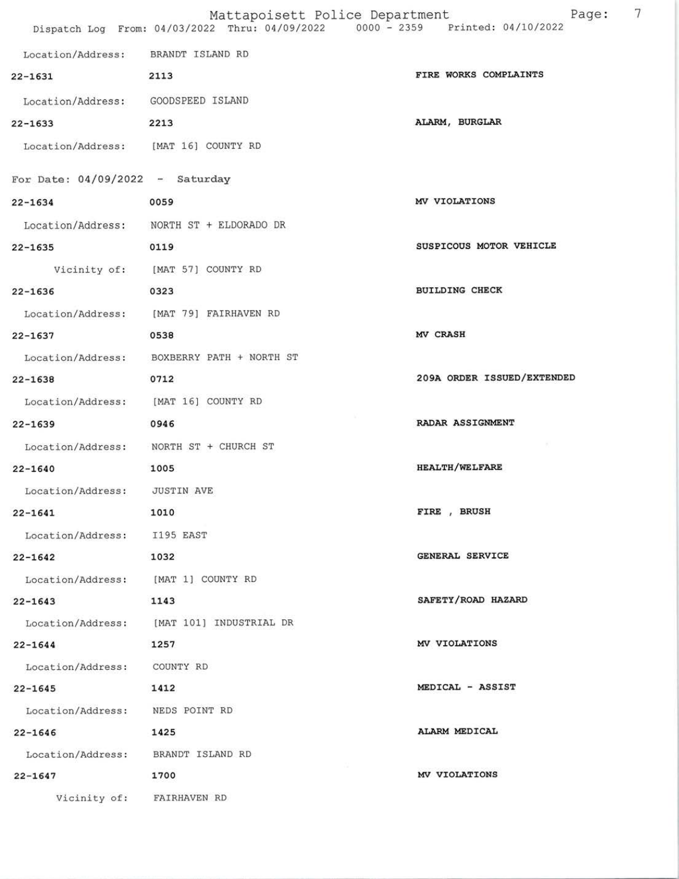Location/Address: BRANDT ISLAND RD

| | | |
|---|---|---|
| 22-1631 | 2113 | FIRE WORKS COMPLAINTS |
| Location/Address: | GOODSPEED ISLAND | |
| 22-1633 | 2213 | ALARM, BURGLAR |
| Location/Address: | [MAT 16] COUNTY RD | |

## For Date: 04/09/2022 - Saturday

| | | |
|---|---|---|
| 22-1634 | 0059 | MV VIOLATIONS |
| Location/Address: | NORTH ST + ELDORADO DR | |
| 22-1635 | 0119 | SUSPICOUS MOTOR VEHICLE |
| Vicinity of: | [MAT 57] COUNTY RD | |
| 22-1636 | 0323 | BUILDING CHECK |
| Location/Address: | [MAT 79] FAIRHAVEN RD | |
| 22-1637 | 0538 | MV CRASH |
| Location/Address: | BOXBERRY PATH + NORTH ST | |
| 22-1638 | 0712 | 209A ORDER ISSUED/EXTENDED |
| Location/Address: | [MAT 16] COUNTY RD | |
| 22-1639 | 0946 | RADAR ASSIGNMENT |
| Location/Address: | NORTH ST + CHURCH ST | |
| 22-1640 | 1005 | HEALTH/WELFARE |
| Location/Address: | JUSTIN AVE | |
| 22-1641 | 1010 | FIRE , BRUSH |
| Location/Address: | I195 EAST | |
| 22-1642 | 1032 | GENERAL SERVICE |
| Location/Address: | [MAT 1] COUNTY RD | |
| 22-1643 | 1143 | SAFETY/ROAD HAZARD |
| Location/Address: | [MAT 101] INDUSTRIAL DR | |
| 22-1644 | 1257 | MV VIOLATIONS |
| Location/Address: | COUNTY RD | |
| 22-1645 | 1412 | MEDICAL - ASSIST |
| Location/Address: | NEDS POINT RD | |
| 22-1646 | 1425 | ALARM MEDICAL |
| Location/Address: | BRANDT ISLAND RD | |
| 22-1647 | 1700 | MV VIOLATIONS |
| Vicinity of: | FAIRHAVEN RD | |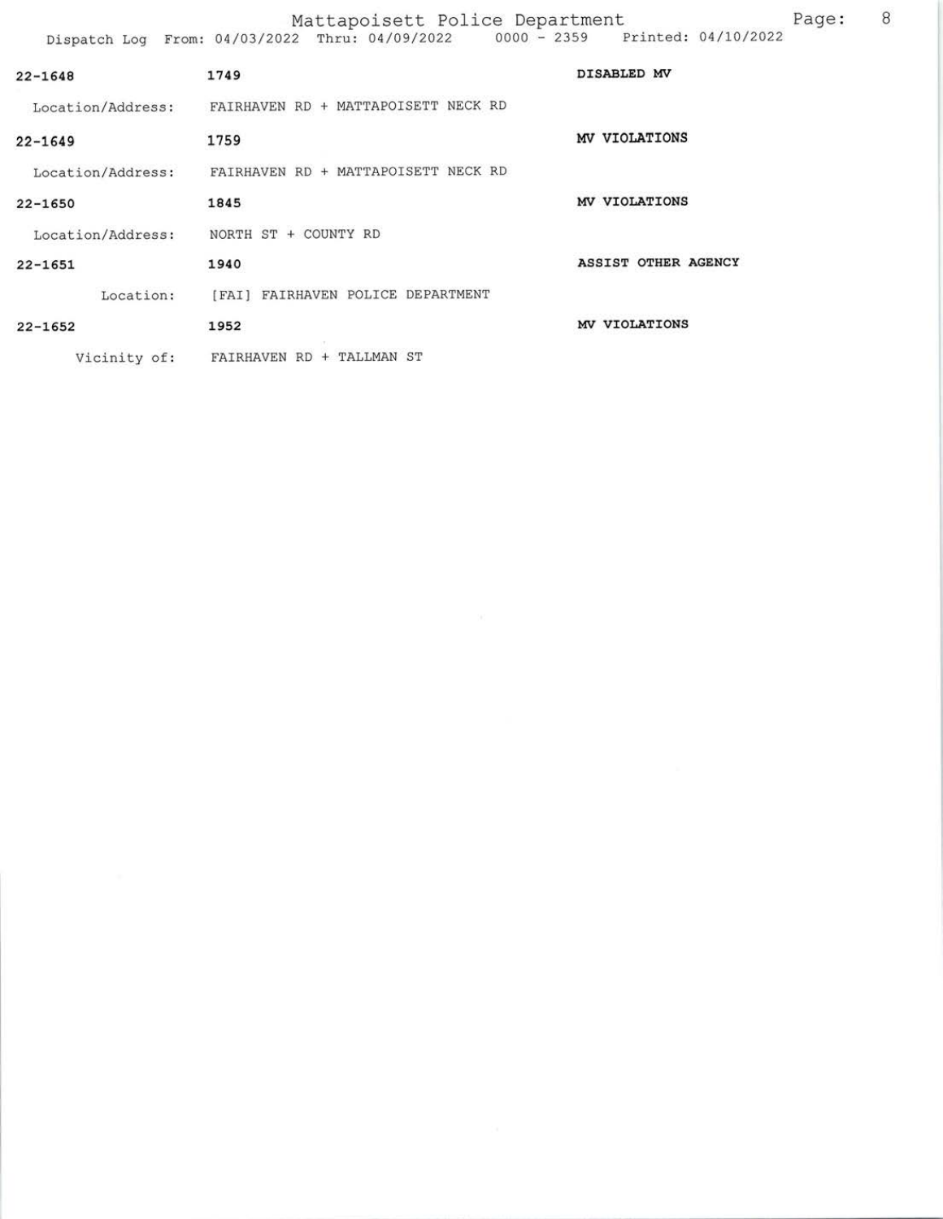22-1648 1749 **DISABLED MV**

Location/Address: FAIRHAVEN RD + MATTAPOISETT NECK RD

22-1649 1759 **MV VIOLATIONS**

Location/Address: FAIRHAVEN RD + MATTAPOISETT NECK RD

22-1650 1845 **MV VIOLATIONS**

Location/Address: NORTH ST + COUNTY RD

22-1651 1940 **ASSIST OTHER AGENCY**

Location: [FAI] FAIRHAVEN POLICE DEPARTMENT

22-1652 1952 **MV VIOLATIONS**

Vicinity of: FAIRHAVEN RD + TALLMAN ST